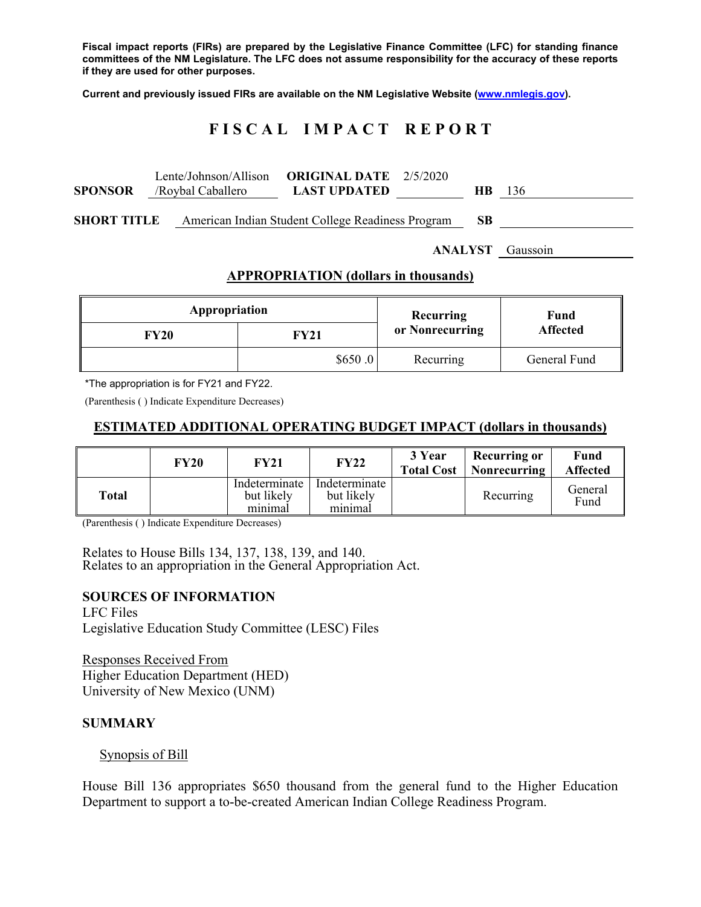**Fiscal impact reports (FIRs) are prepared by the Legislative Finance Committee (LFC) for standing finance committees of the NM Legislature. The LFC does not assume responsibility for the accuracy of these reports if they are used for other purposes.**

**Current and previously issued FIRs are available on the NM Legislative Website (www.nmlegis.gov).**

# FISCAL IMPACT REPORT

| | | | | | |
|---|---|---|---|---|---|
| **SPONSOR** | Lente/Johnson/Allison /Roybal Caballero | **ORIGINAL DATE** **LAST UPDATED** | 2/5/2020 | **HB** | 136 |
| **SHORT TITLE** | American Indian Student College Readiness Program | | | **SB** | |
| | | | | **ANALYST** | Gaussoin |

## APPROPRIATION (dollars in thousands)

| Appropriation | | Recurring or Nonrecurring | Fund Affected |
|---|---|---|---|
| **FY20** | **FY21** | | |
| | $650 .0 | Recurring | General Fund |

*The appropriation is for FY21 and FY22.

(Parenthesis ( ) Indicate Expenditure Decreases)

## ESTIMATED ADDITIONAL OPERATING BUDGET IMPACT (dollars in thousands)

| | FY20 | FY21 | FY22 | 3 Year Total Cost | Recurring or Nonrecurring | Fund Affected |
|---|---|---|---|---|---|---|
| **Total** | | Indeterminate but likely minimal | Indeterminate but likely minimal | | Recurring | General Fund |

(Parenthesis ( ) Indicate Expenditure Decreases)

Relates to House Bills 134, 137, 138, 139, and 140.
Relates to an appropriation in the General Appropriation Act.

### SOURCES OF INFORMATION

LFC Files
Legislative Education Study Committee (LESC) Files

Responses Received From
Higher Education Department (HED)
University of New Mexico (UNM)

### SUMMARY

Synopsis of Bill

House Bill 136 appropriates $650 thousand from the general fund to the Higher Education Department to support a to-be-created American Indian College Readiness Program.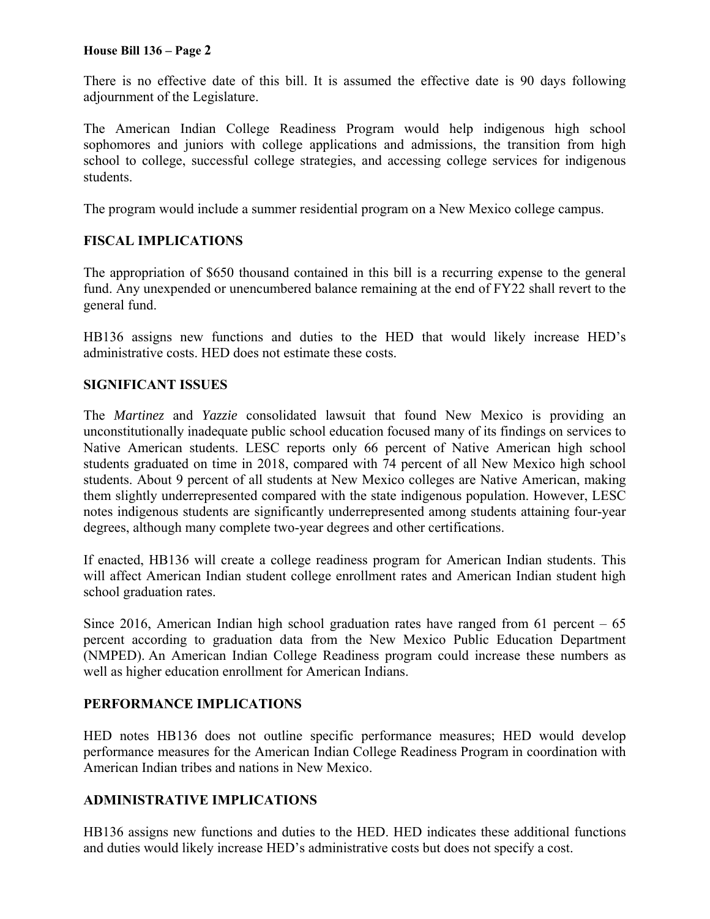There is no effective date of this bill. It is assumed the effective date is 90 days following adjournment of the Legislature.

The American Indian College Readiness Program would help indigenous high school sophomores and juniors with college applications and admissions, the transition from high school to college, successful college strategies, and accessing college services for indigenous students.

The program would include a summer residential program on a New Mexico college campus.

**FISCAL IMPLICATIONS**

The appropriation of $650 thousand contained in this bill is a recurring expense to the general fund. Any unexpended or unencumbered balance remaining at the end of FY22 shall revert to the general fund.

HB136 assigns new functions and duties to the HED that would likely increase HED's administrative costs. HED does not estimate these costs.

**SIGNIFICANT ISSUES**

The *Martinez* and *Yazzie* consolidated lawsuit that found New Mexico is providing an unconstitutionally inadequate public school education focused many of its findings on services to Native American students. LESC reports only 66 percent of Native American high school students graduated on time in 2018, compared with 74 percent of all New Mexico high school students. About 9 percent of all students at New Mexico colleges are Native American, making them slightly underrepresented compared with the state indigenous population. However, LESC notes indigenous students are significantly underrepresented among students attaining four-year degrees, although many complete two-year degrees and other certifications.

If enacted, HB136 will create a college readiness program for American Indian students. This will affect American Indian student college enrollment rates and American Indian student high school graduation rates.

Since 2016, American Indian high school graduation rates have ranged from 61 percent – 65 percent according to graduation data from the New Mexico Public Education Department (NMPED). An American Indian College Readiness program could increase these numbers as well as higher education enrollment for American Indians.

**PERFORMANCE IMPLICATIONS**

HED notes HB136 does not outline specific performance measures; HED would develop performance measures for the American Indian College Readiness Program in coordination with American Indian tribes and nations in New Mexico.

**ADMINISTRATIVE IMPLICATIONS**

HB136 assigns new functions and duties to the HED. HED indicates these additional functions and duties would likely increase HED's administrative costs but does not specify a cost.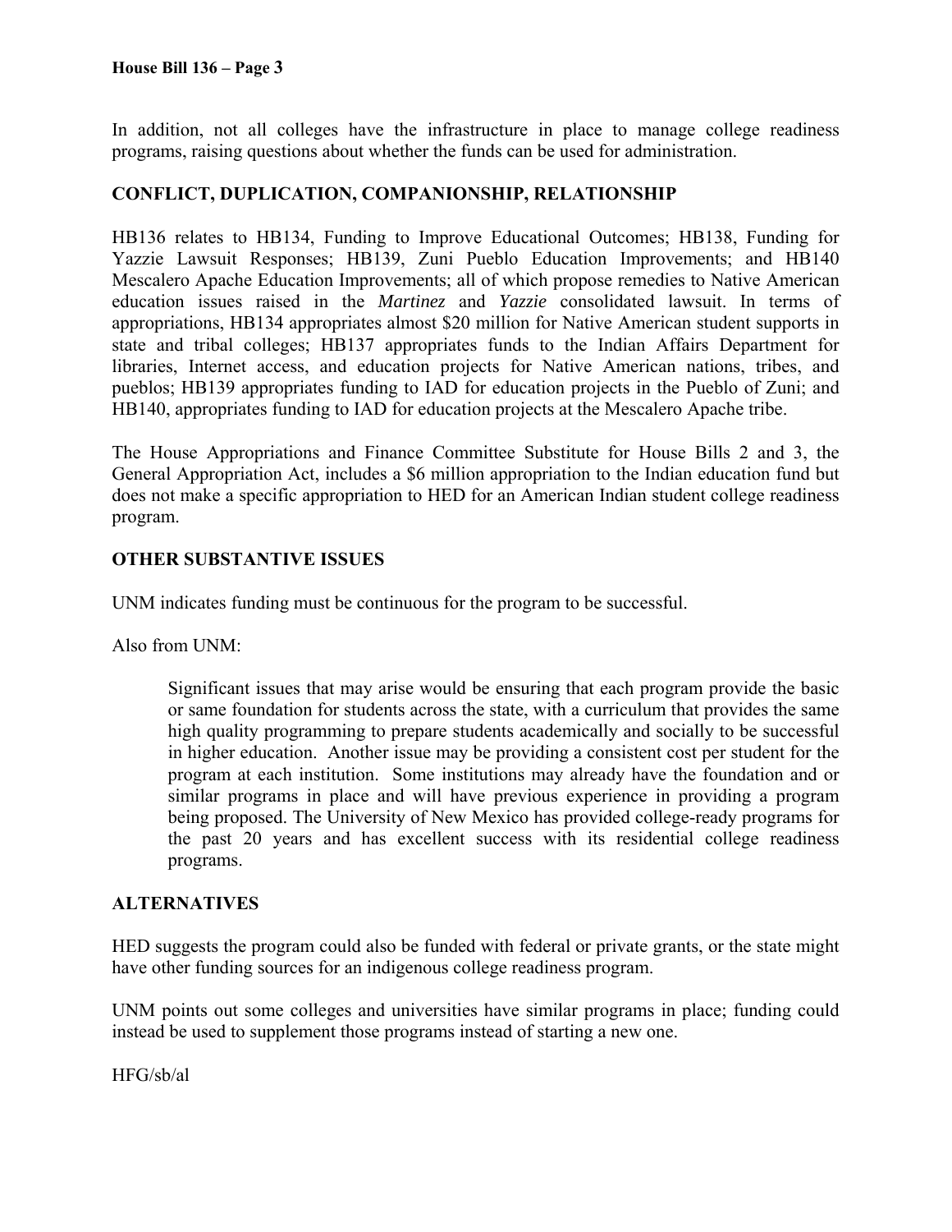In addition, not all colleges have the infrastructure in place to manage college readiness programs, raising questions about whether the funds can be used for administration.

## CONFLICT, DUPLICATION, COMPANIONSHIP, RELATIONSHIP

HB136 relates to HB134, Funding to Improve Educational Outcomes; HB138, Funding for Yazzie Lawsuit Responses; HB139, Zuni Pueblo Education Improvements; and HB140 Mescalero Apache Education Improvements; all of which propose remedies to Native American education issues raised in the *Martinez* and *Yazzie* consolidated lawsuit. In terms of appropriations, HB134 appropriates almost $20 million for Native American student supports in state and tribal colleges; HB137 appropriates funds to the Indian Affairs Department for libraries, Internet access, and education projects for Native American nations, tribes, and pueblos; HB139 appropriates funding to IAD for education projects in the Pueblo of Zuni; and HB140, appropriates funding to IAD for education projects at the Mescalero Apache tribe.

The House Appropriations and Finance Committee Substitute for House Bills 2 and 3, the General Appropriation Act, includes a $6 million appropriation to the Indian education fund but does not make a specific appropriation to HED for an American Indian student college readiness program.

## OTHER SUBSTANTIVE ISSUES

UNM indicates funding must be continuous for the program to be successful.

Also from UNM:

> Significant issues that may arise would be ensuring that each program provide the basic or same foundation for students across the state, with a curriculum that provides the same high quality programming to prepare students academically and socially to be successful in higher education. Another issue may be providing a consistent cost per student for the program at each institution. Some institutions may already have the foundation and or similar programs in place and will have previous experience in providing a program being proposed. The University of New Mexico has provided college-ready programs for the past 20 years and has excellent success with its residential college readiness programs.

## ALTERNATIVES

HED suggests the program could also be funded with federal or private grants, or the state might have other funding sources for an indigenous college readiness program.

UNM points out some colleges and universities have similar programs in place; funding could instead be used to supplement those programs instead of starting a new one.

HFG/sb/al